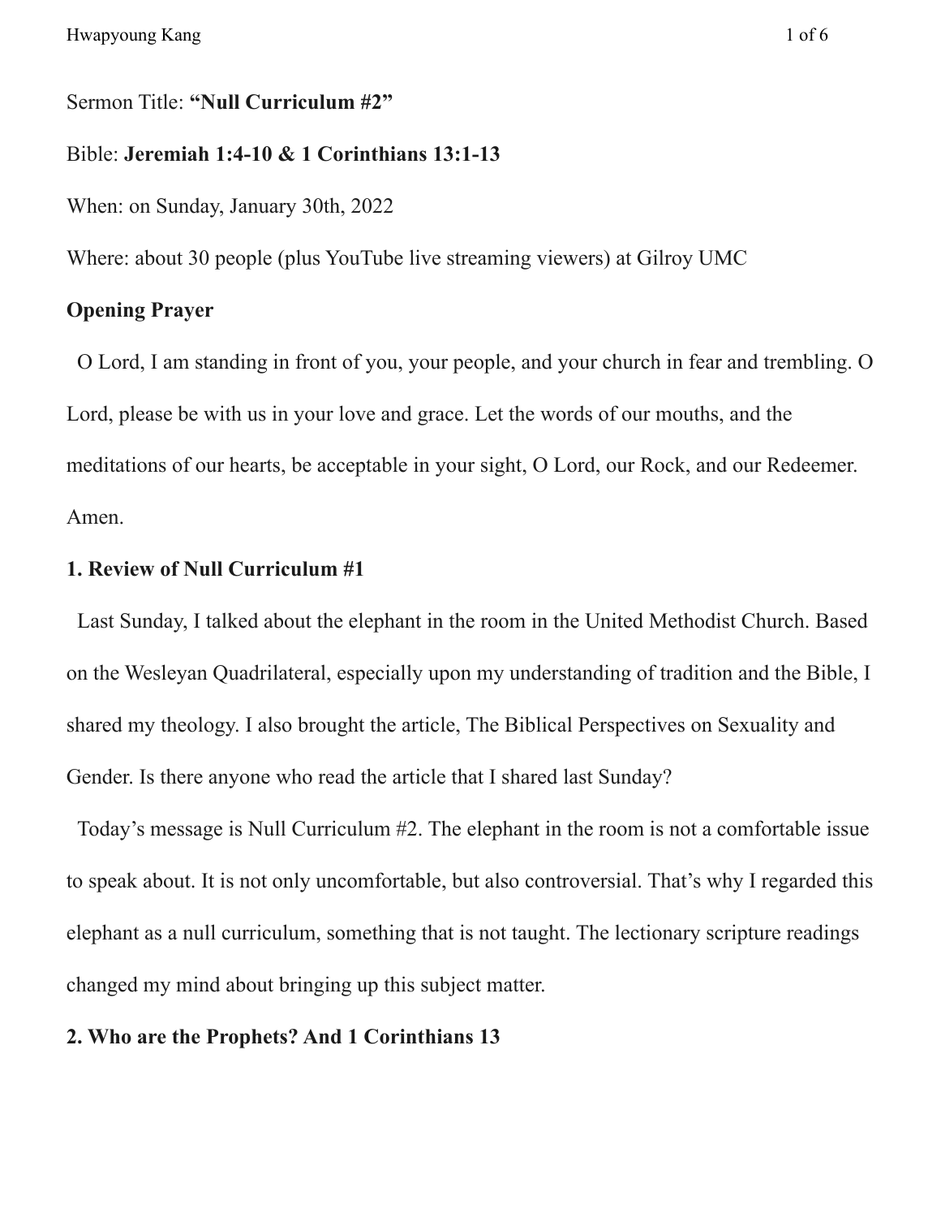Sermon Title: **"Null Curriculum #2"**

Bible: **Jeremiah 1:4-10 & 1 Corinthians 13:1-13**

When: on Sunday, January 30th, 2022

Where: about 30 people (plus YouTube live streaming viewers) at Gilroy UMC

**Opening Prayer**

O Lord, I am standing in front of you, your people, and your church in fear and trembling. O Lord, please be with us in your love and grace. Let the words of our mouths, and the meditations of our hearts, be acceptable in your sight, O Lord, our Rock, and our Redeemer. Amen.

**1. Review of Null Curriculum #1**

Last Sunday, I talked about the elephant in the room in the United Methodist Church. Based on the Wesleyan Quadrilateral, especially upon my understanding of tradition and the Bible, I shared my theology. I also brought the article, The Biblical Perspectives on Sexuality and Gender. Is there anyone who read the article that I shared last Sunday?

Today's message is Null Curriculum #2. The elephant in the room is not a comfortable issue to speak about. It is not only uncomfortable, but also controversial. That's why I regarded this elephant as a null curriculum, something that is not taught. The lectionary scripture readings changed my mind about bringing up this subject matter.

**2. Who are the Prophets? And 1 Corinthians 13**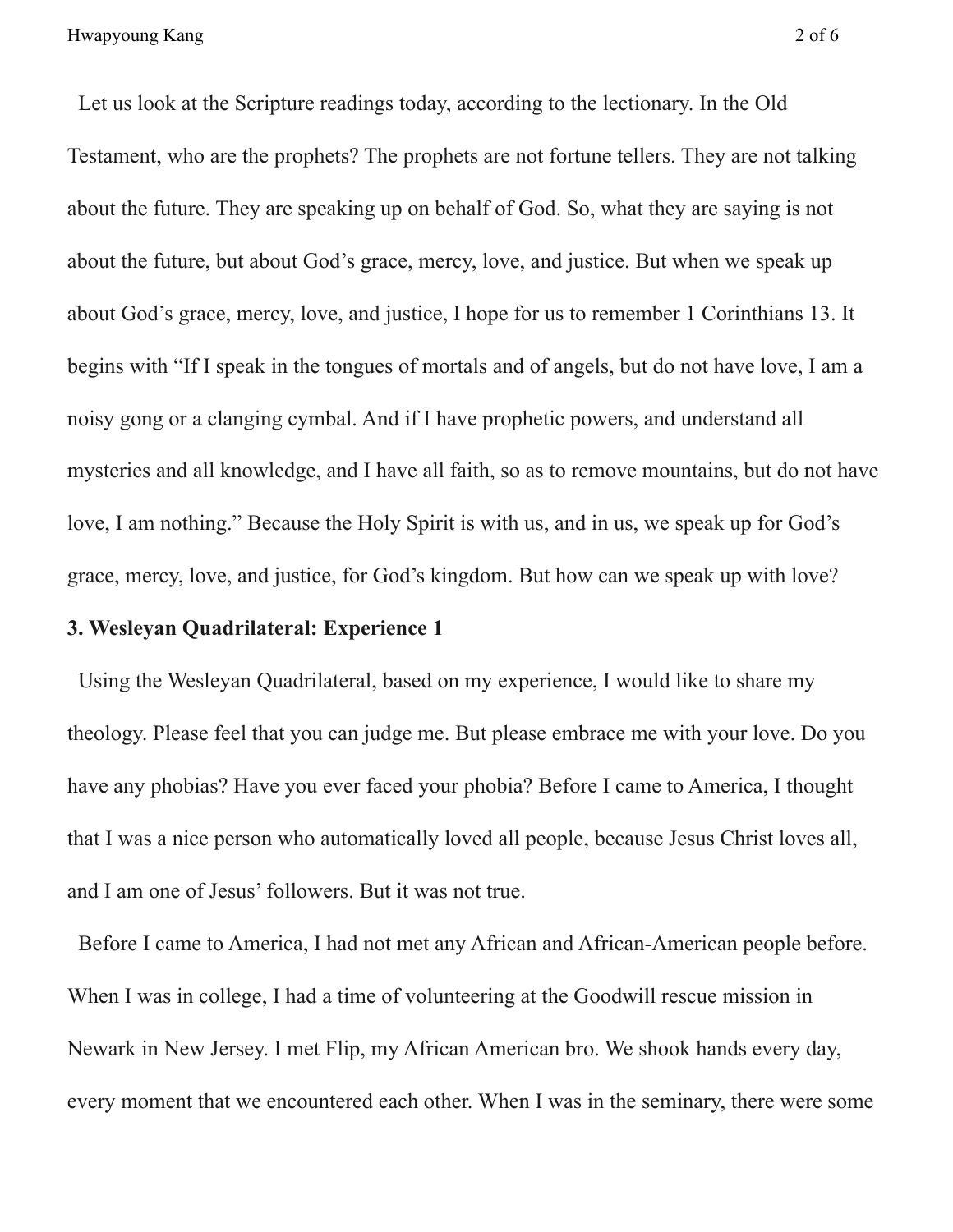Let us look at the Scripture readings today, according to the lectionary. In the Old Testament, who are the prophets? The prophets are not fortune tellers. They are not talking about the future. They are speaking up on behalf of God. So, what they are saying is not about the future, but about God's grace, mercy, love, and justice. But when we speak up about God's grace, mercy, love, and justice, I hope for us to remember 1 Corinthians 13. It begins with "If I speak in the tongues of mortals and of angels, but do not have love, I am a noisy gong or a clanging cymbal. And if I have prophetic powers, and understand all mysteries and all knowledge, and I have all faith, so as to remove mountains, but do not have love, I am nothing." Because the Holy Spirit is with us, and in us, we speak up for God's grace, mercy, love, and justice, for God's kingdom. But how can we speak up with love?

**3. Wesleyan Quadrilateral: Experience 1**

Using the Wesleyan Quadrilateral, based on my experience, I would like to share my theology. Please feel that you can judge me. But please embrace me with your love. Do you have any phobias? Have you ever faced your phobia? Before I came to America, I thought that I was a nice person who automatically loved all people, because Jesus Christ loves all, and I am one of Jesus' followers. But it was not true.

Before I came to America, I had not met any African and African-American people before. When I was in college, I had a time of volunteering at the Goodwill rescue mission in Newark in New Jersey. I met Flip, my African American bro. We shook hands every day, every moment that we encountered each other. When I was in the seminary, there were some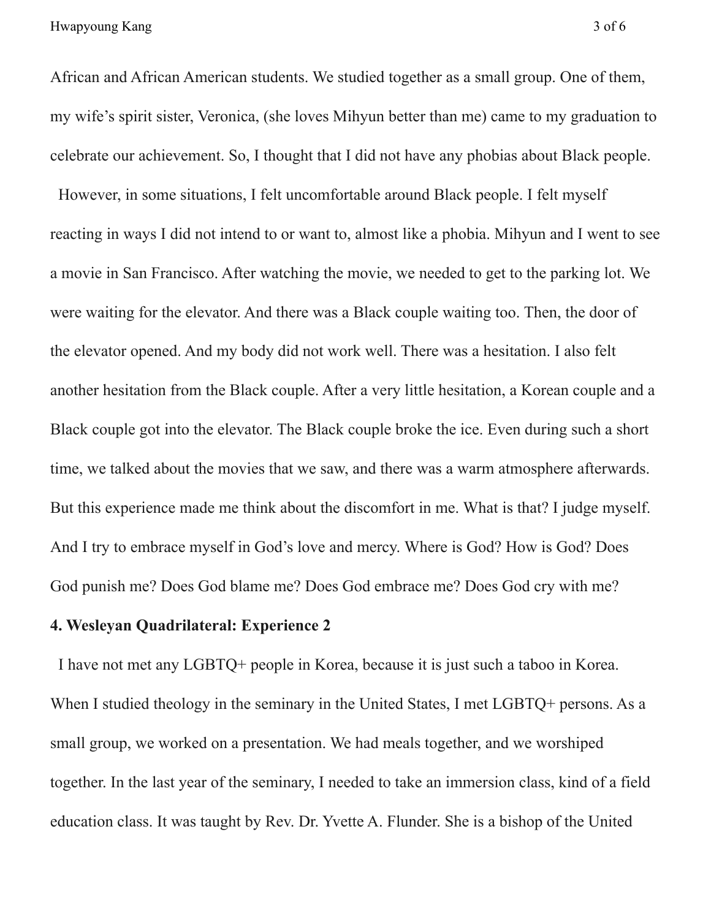African and African American students. We studied together as a small group. One of them, my wife's spirit sister, Veronica, (she loves Mihyun better than me) came to my graduation to celebrate our achievement. So, I thought that I did not have any phobias about Black people.

However, in some situations, I felt uncomfortable around Black people. I felt myself reacting in ways I did not intend to or want to, almost like a phobia. Mihyun and I went to see a movie in San Francisco. After watching the movie, we needed to get to the parking lot. We were waiting for the elevator. And there was a Black couple waiting too. Then, the door of the elevator opened. And my body did not work well. There was a hesitation. I also felt another hesitation from the Black couple. After a very little hesitation, a Korean couple and a Black couple got into the elevator. The Black couple broke the ice. Even during such a short time, we talked about the movies that we saw, and there was a warm atmosphere afterwards. But this experience made me think about the discomfort in me. What is that? I judge myself. And I try to embrace myself in God's love and mercy. Where is God? How is God? Does God punish me? Does God blame me? Does God embrace me? Does God cry with me?

**4. Wesleyan Quadrilateral: Experience 2**

I have not met any LGBTQ+ people in Korea, because it is just such a taboo in Korea. When I studied theology in the seminary in the United States, I met LGBTQ+ persons. As a small group, we worked on a presentation. We had meals together, and we worshiped together. In the last year of the seminary, I needed to take an immersion class, kind of a field education class. It was taught by Rev. Dr. Yvette A. Flunder. She is a bishop of the United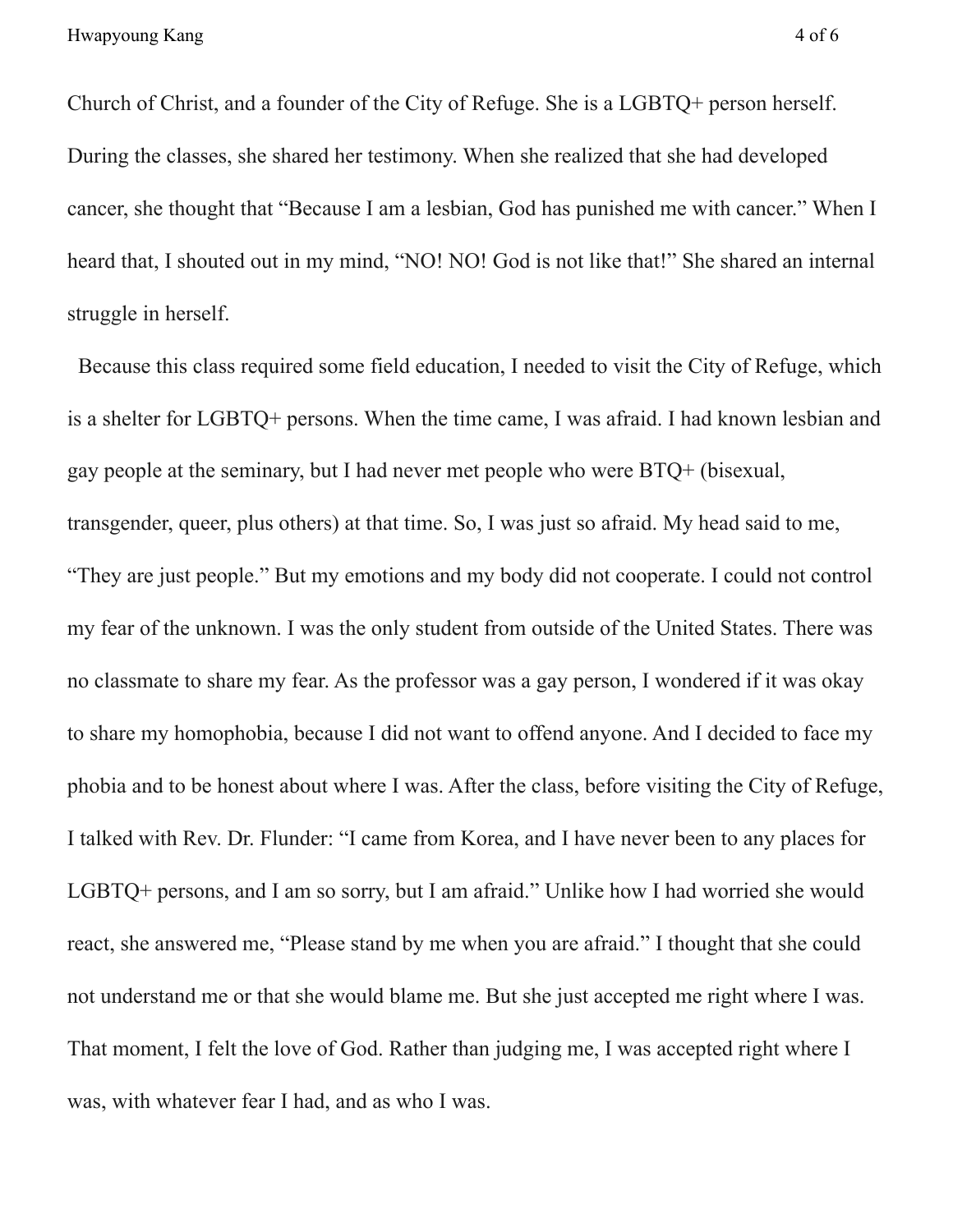Church of Christ, and a founder of the City of Refuge. She is a LGBTQ+ person herself. During the classes, she shared her testimony. When she realized that she had developed cancer, she thought that "Because I am a lesbian, God has punished me with cancer." When I heard that, I shouted out in my mind, "NO! NO! God is not like that!" She shared an internal struggle in herself.

Because this class required some field education, I needed to visit the City of Refuge, which is a shelter for LGBTQ+ persons. When the time came, I was afraid. I had known lesbian and gay people at the seminary, but I had never met people who were BTQ+ (bisexual, transgender, queer, plus others) at that time. So, I was just so afraid. My head said to me, "They are just people." But my emotions and my body did not cooperate. I could not control my fear of the unknown. I was the only student from outside of the United States. There was no classmate to share my fear. As the professor was a gay person, I wondered if it was okay to share my homophobia, because I did not want to offend anyone. And I decided to face my phobia and to be honest about where I was. After the class, before visiting the City of Refuge, I talked with Rev. Dr. Flunder: "I came from Korea, and I have never been to any places for LGBTQ+ persons, and I am so sorry, but I am afraid." Unlike how I had worried she would react, she answered me, "Please stand by me when you are afraid." I thought that she could not understand me or that she would blame me. But she just accepted me right where I was. That moment, I felt the love of God. Rather than judging me, I was accepted right where I was, with whatever fear I had, and as who I was.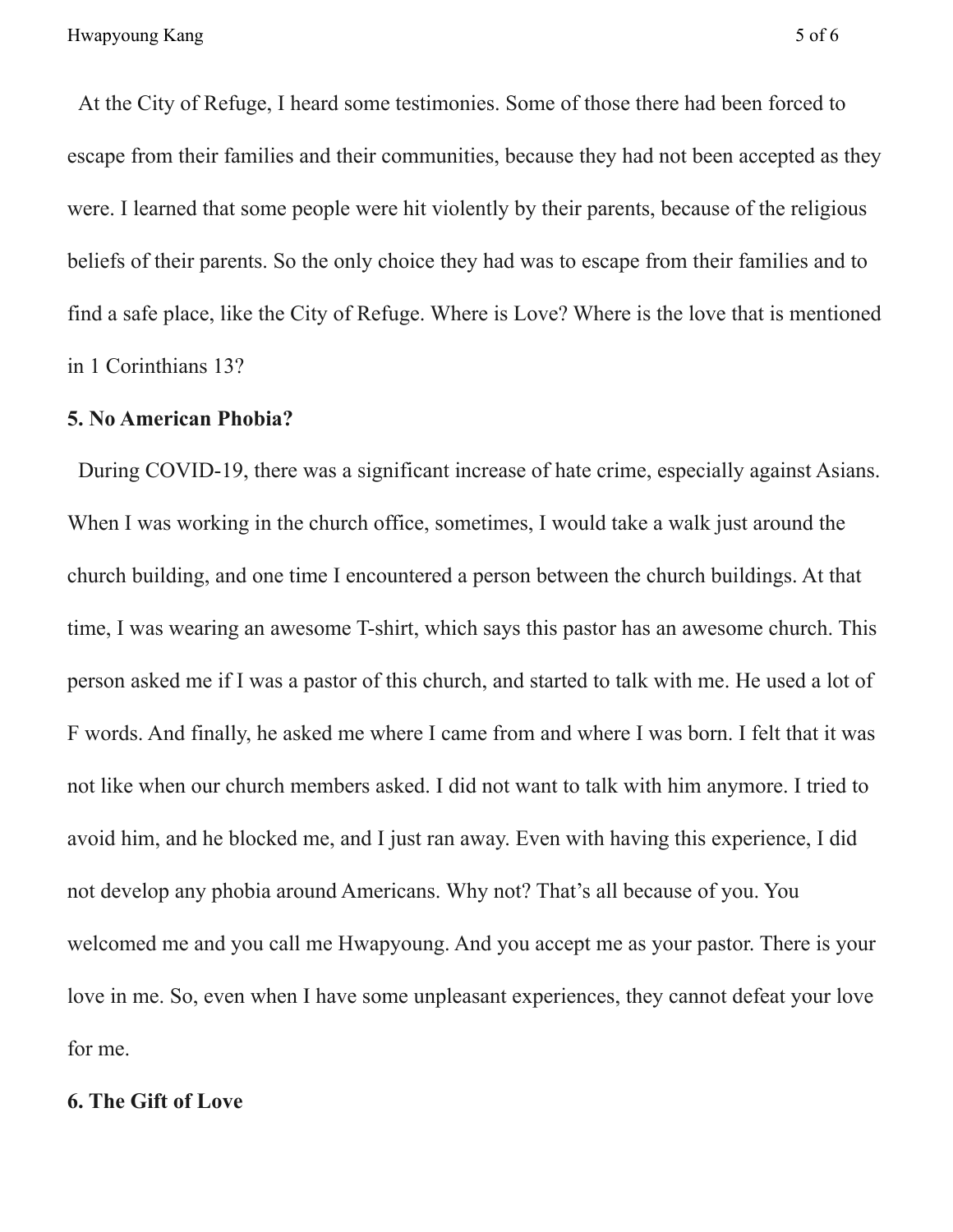At the City of Refuge, I heard some testimonies. Some of those there had been forced to escape from their families and their communities, because they had not been accepted as they were. I learned that some people were hit violently by their parents, because of the religious beliefs of their parents. So the only choice they had was to escape from their families and to find a safe place, like the City of Refuge. Where is Love? Where is the love that is mentioned in 1 Corinthians 13?

**5. No American Phobia?**

During COVID-19, there was a significant increase of hate crime, especially against Asians. When I was working in the church office, sometimes, I would take a walk just around the church building, and one time I encountered a person between the church buildings. At that time, I was wearing an awesome T-shirt, which says this pastor has an awesome church. This person asked me if I was a pastor of this church, and started to talk with me. He used a lot of F words. And finally, he asked me where I came from and where I was born. I felt that it was not like when our church members asked. I did not want to talk with him anymore. I tried to avoid him, and he blocked me, and I just ran away. Even with having this experience, I did not develop any phobia around Americans. Why not? That's all because of you. You welcomed me and you call me Hwapyoung. And you accept me as your pastor. There is your love in me. So, even when I have some unpleasant experiences, they cannot defeat your love for me.

**6. The Gift of Love**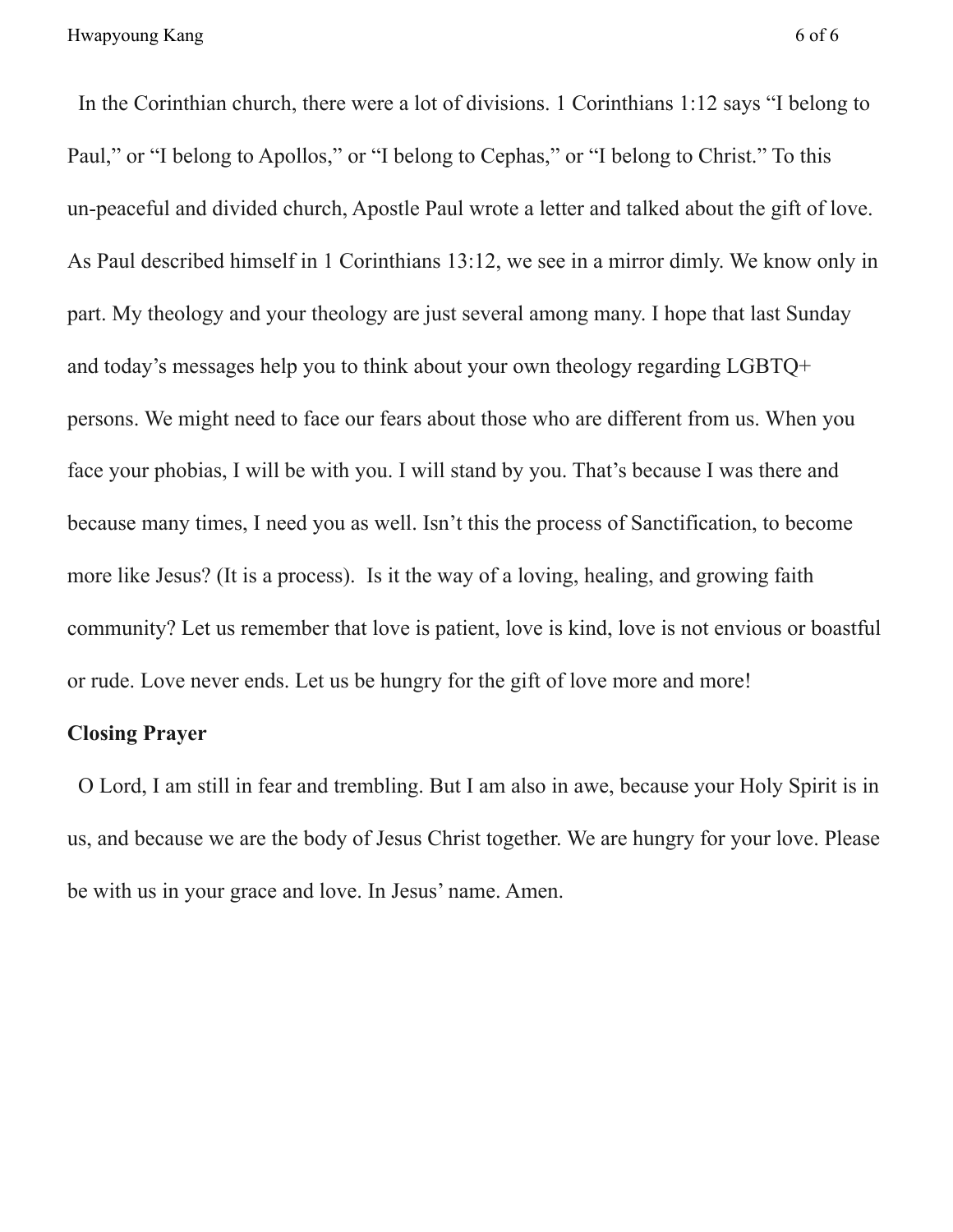In the Corinthian church, there were a lot of divisions. 1 Corinthians 1:12 says “I belong to Paul,” or “I belong to Apollos,” or “I belong to Cephas,” or “I belong to Christ.” To this un-peaceful and divided church, Apostle Paul wrote a letter and talked about the gift of love. As Paul described himself in 1 Corinthians 13:12, we see in a mirror dimly. We know only in part. My theology and your theology are just several among many. I hope that last Sunday and today’s messages help you to think about your own theology regarding LGBTQ+ persons. We might need to face our fears about those who are different from us. When you face your phobias, I will be with you. I will stand by you. That’s because I was there and because many times, I need you as well. Isn’t this the process of Sanctification, to become more like Jesus? (It is a process). Is it the way of a loving, healing, and growing faith community? Let us remember that love is patient, love is kind, love is not envious or boastful or rude. Love never ends. Let us be hungry for the gift of love more and more!

**Closing Prayer**

O Lord, I am still in fear and trembling. But I am also in awe, because your Holy Spirit is in us, and because we are the body of Jesus Christ together. We are hungry for your love. Please be with us in your grace and love. In Jesus’ name. Amen.